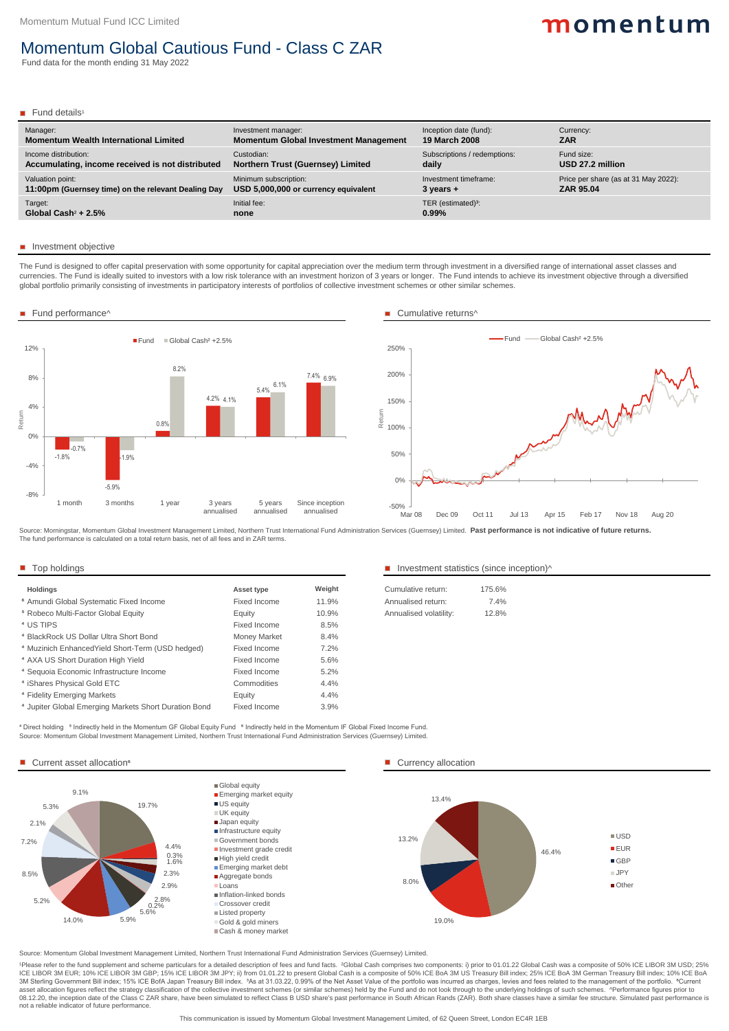# Momentum Global Cautious Fund - Class C ZAR

Fund data for the month ending 31 May 2022

## Fund details[1]

| | | | |
|---|---|---|---|
| Manager: **Momentum Wealth International Limited** | Investment manager: **Momentum Global Investment Management** | Inception date (fund): **19 March 2008** | Currency: **ZAR** |
| Income distribution: **Accumulating, income received is not distributed** | Custodian: **Northern Trust (Guernsey) Limited** | Subscriptions / redemptions: **daily** | Fund size: **USD 27.2 million** |
| Valuation point: **11:00pm (Guernsey time) on the relevant Dealing Day** | Minimum subscription: **USD 5,000,000 or currency equivalent** | Investment timeframe: **3 years +** | Price per share (as at 31 May 2022): **ZAR 95.04** |
| Target: **Global Cash[2] + 2.5%** | Initial fee: **none** | TER (estimated)[3]: **0.99%** | |

## Investment objective

The Fund is designed to offer capital preservation with some opportunity for capital appreciation over the medium term through investment in a diversified range of international asset classes and currencies. The Fund is ideally suited to investors with a low risk tolerance with an investment horizon of 3 years or longer. The Fund intends to achieve its investment objective through a diversified global portfolio primarily consisting of investments in participatory interests of portfolios of collective investment schemes or other similar schemes.

## Fund performance^

| | Fund | Global Cash[2] +2.5% |
|---|---|---|
| 1 month | -1.8% | -0.7% |
| 3 months | -5.9% | -1.9% |
| 1 year | 0.8% | 8.2% |
| 3 years annualised | 4.2% | 4.1% |
| 5 years annualised | 5.4% | 6.1% |
| Since inception annualised | 7.4% | 6.9% |

## Cumulative returns^

Fund — Global Cash[2] +2.5%

Source: Morningstar, Momentum Global Investment Management Limited, Northern Trust International Fund Administration Services (Guernsey) Limited. **Past performance is not indicative of future returns.**
The fund performance is calculated on a total return basis, net of all fees and in ZAR terms.

## Top holdings

| Holdings | Asset type | Weight |
|---|---|---|
| [6] Amundi Global Systematic Fixed Income | Fixed Income | 11.9% |
| [5] Robeco Multi-Factor Global Equity | Equity | 10.9% |
| [4] US TIPS | Fixed Income | 8.5% |
| [4] BlackRock US Dollar Ultra Short Bond | Money Market | 8.4% |
| [4] Muzinich EnhancedYield Short-Term (USD hedged) | Fixed Income | 7.2% |
| [4] AXA US Short Duration High Yield | Fixed Income | 5.6% |
| [4] Sequoia Economic Infrastructure Income | Fixed Income | 5.2% |
| [4] iShares Physical Gold ETC | Commodities | 4.4% |
| [4] Fidelity Emerging Markets | Equity | 4.4% |
| [4] Jupiter Global Emerging Markets Short Duration Bond | Fixed Income | 3.9% |

[4] Direct holding [5] Indirectly held in the Momentum GF Global Equity Fund [6] Indirectly held in the Momentum IF Global Fixed Income Fund.
Source: Momentum Global Investment Management Limited, Northern Trust International Fund Administration Services (Guernsey) Limited.

## Investment statistics (since inception)^

| | |
|---|---|
| Cumulative return: | 175.6% |
| Annualised return: | 7.4% |
| Annualised volatility: | 12.8% |

## Current asset allocation[*]

| Asset class | Allocation |
|---|---|
| Global equity | 19.7% |
| Emerging market equity | 4.4% |
| US equity | 0.3% |
| UK equity | 1.6% |
| Japan equity | 2.3% |
| Infrastructure equity | 2.9% |
| Government bonds | 2.8% |
| Investment grade credit | 0.2% |
| High yield credit | 5.6% |
| Emerging market debt | 5.9% |
| Aggregate bonds | 14.0% |
| Loans | 5.2% |
| Inflation-linked bonds | 8.5% |
| Crossover credit | 7.2% |
| Listed property | 2.1% |
| Gold & gold miners | 5.3% |
| Cash & money market | 9.1% |

## Currency allocation

| Currency | Allocation |
|---|---|
| USD | 46.4% |
| EUR | 19.0% |
| GBP | 8.0% |
| JPY | 13.2% |
| Other | 13.4% |

Source: Momentum Global Investment Management Limited, Northern Trust International Fund Administration Services (Guernsey) Limited.

[1]Please refer to the fund supplement and scheme particulars for a detailed description of fees and fund facts. [2]Global Cash comprises two components: i) prior to 01.01.22 Global Cash was a composite of 50% ICE LIBOR 3M USD; 25% ICE LIBOR 3M EUR; 10% ICE LIBOR 3M GBP; 15% ICE LIBOR 3M JPY; ii) from 01.01.22 to present Global Cash is a composite of 50% ICE BoA 3M US Treasury Bill index; 25% ICE BoA 3M German Treasury Bill index; 10% ICE BoA 3M Sterling Government Bill index; 15% ICE BofA Japan Treasury Bill index. [3]As at 31.03.22, 0.99% of the Net Asset Value of the portfolio was incurred as charges, levies and fees related to the management of the portfolio. [*]Current asset allocation figures reflect the strategy classification of the collective investment schemes (or similar schemes) held by the Fund and do not look through to the underlying holdings of such schemes. ^Performance figures prior to 08.12.20, the inception date of the Class C ZAR share, have been simulated to reflect Class B USD share's past performance in South African Rands (ZAR). Both share classes have a similar fee structure. Simulated past performance is not a reliable indicator of future performance.

This communication is issued by Momentum Global Investment Management Limited, of 62 Queen Street, London EC4R 1EB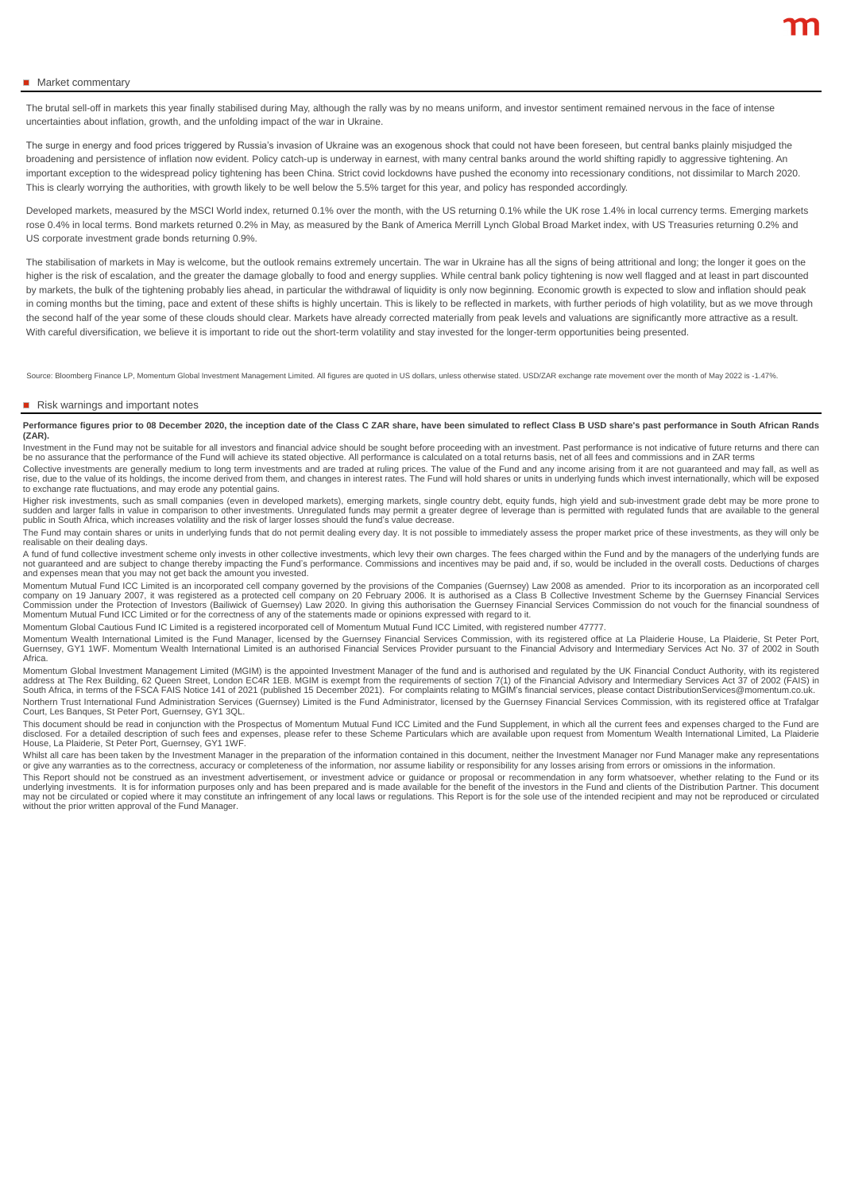## Market commentary

The brutal sell-off in markets this year finally stabilised during May, although the rally was by no means uniform, and investor sentiment remained nervous in the face of intense uncertainties about inflation, growth, and the unfolding impact of the war in Ukraine.

The surge in energy and food prices triggered by Russia's invasion of Ukraine was an exogenous shock that could not have been foreseen, but central banks plainly misjudged the broadening and persistence of inflation now evident. Policy catch-up is underway in earnest, with many central banks around the world shifting rapidly to aggressive tightening. An important exception to the widespread policy tightening has been China. Strict covid lockdowns have pushed the economy into recessionary conditions, not dissimilar to March 2020. This is clearly worrying the authorities, with growth likely to be well below the 5.5% target for this year, and policy has responded accordingly.

Developed markets, measured by the MSCI World index, returned 0.1% over the month, with the US returning 0.1% while the UK rose 1.4% in local currency terms. Emerging markets rose 0.4% in local terms. Bond markets returned 0.2% in May, as measured by the Bank of America Merrill Lynch Global Broad Market index, with US Treasuries returning 0.2% and US corporate investment grade bonds returning 0.9%.

The stabilisation of markets in May is welcome, but the outlook remains extremely uncertain. The war in Ukraine has all the signs of being attritional and long; the longer it goes on the higher is the risk of escalation, and the greater the damage globally to food and energy supplies. While central bank policy tightening is now well flagged and at least in part discounted by markets, the bulk of the tightening probably lies ahead, in particular the withdrawal of liquidity is only now beginning. Economic growth is expected to slow and inflation should peak in coming months but the timing, pace and extent of these shifts is highly uncertain. This is likely to be reflected in markets, with further periods of high volatility, but as we move through the second half of the year some of these clouds should clear. Markets have already corrected materially from peak levels and valuations are significantly more attractive as a result. With careful diversification, we believe it is important to ride out the short-term volatility and stay invested for the longer-term opportunities being presented.

Source: Bloomberg Finance LP, Momentum Global Investment Management Limited. All figures are quoted in US dollars, unless otherwise stated. USD/ZAR exchange rate movement over the month of May 2022 is -1.47%.

## Risk warnings and important notes

**Performance figures prior to 08 December 2020, the inception date of the Class C ZAR share, have been simulated to reflect Class B USD share's past performance in South African Rands (ZAR).**

Investment in the Fund may not be suitable for all investors and financial advice should be sought before proceeding with an investment. Past performance is not indicative of future returns and there can be no assurance that the performance of the Fund will achieve its stated objective. All performance is calculated on a total returns basis, net of all fees and commissions and in ZAR terms

Collective investments are generally medium to long term investments and are traded at ruling prices. The value of the Fund and any income arising from it are not guaranteed and may fall, as well as rise, due to the value of its holdings, the income derived from them, and changes in interest rates. The Fund will hold shares or units in underlying funds which invest internationally, which will be exposed to exchange rate fluctuations, and may erode any potential gains.

Higher risk investments, such as small companies (even in developed markets), emerging markets, single country debt, equity funds, high yield and sub-investment grade debt may be more prone to sudden and larger falls in value in comparison to other investments. Unregulated funds may permit a greater degree of leverage than is permitted with regulated funds that are available to the general public in South Africa, which increases volatility and the risk of larger losses should the fund's value decrease.

The Fund may contain shares or units in underlying funds that do not permit dealing every day. It is not possible to immediately assess the proper market price of these investments, as they will only be realisable on their dealing days.

A fund of fund collective investment scheme only invests in other collective investments, which levy their own charges. The fees charged within the Fund and by the managers of the underlying funds are not guaranteed and are subject to change thereby impacting the Fund's performance. Commissions and incentives may be paid and, if so, would be included in the overall costs. Deductions of charges and expenses mean that you may not get back the amount you invested.

Momentum Mutual Fund ICC Limited is an incorporated cell company governed by the provisions of the Companies (Guernsey) Law 2008 as amended. Prior to its incorporation as an incorporated cell company on 19 January 2007, it was registered as a protected cell company on 20 February 2006. It is authorised as a Class B Collective Investment Scheme by the Guernsey Financial Services Commission under the Protection of Investors (Bailiwick of Guernsey) Law 2020. In giving this authorisation the Guernsey Financial Services Commission do not vouch for the financial soundness of Momentum Mutual Fund ICC Limited or for the correctness of any of the statements made or opinions expressed with regard to it.

Momentum Global Cautious Fund IC Limited is a registered incorporated cell of Momentum Mutual Fund ICC Limited, with registered number 47777.

Momentum Wealth International Limited is the Fund Manager, licensed by the Guernsey Financial Services Commission, with its registered office at La Plaiderie House, La Plaiderie, St Peter Port, Guernsey, GY1 1WF. Momentum Wealth International Limited is an authorised Financial Services Provider pursuant to the Financial Advisory and Intermediary Services Act No. 37 of 2002 in South Africa.

Momentum Global Investment Management Limited (MGIM) is the appointed Investment Manager of the fund and is authorised and regulated by the UK Financial Conduct Authority, with its registered address at The Rex Building, 62 Queen Street, London EC4R 1EB. MGIM is exempt from the requirements of section 7(1) of the Financial Advisory and Intermediary Services Act 37 of 2002 (FAIS) in South Africa, in terms of the FSCA FAIS Notice 141 of 2021 (published 15 December 2021). For complaints relating to MGIM's financial services, please contact DistributionServices@momentum.co.uk.

Northern Trust International Fund Administration Services (Guernsey) Limited is the Fund Administrator, licensed by the Guernsey Financial Services Commission, with its registered office at Trafalgar Court, Les Banques, St Peter Port, Guernsey, GY1 3QL.

This document should be read in conjunction with the Prospectus of Momentum Mutual Fund ICC Limited and the Fund Supplement, in which all the current fees and expenses charged to the Fund are disclosed. For a detailed description of such fees and expenses, please refer to these Scheme Particulars which are available upon request from Momentum Wealth International Limited, La Plaiderie House, La Plaiderie, St Peter Port, Guernsey, GY1 1WF.

Whilst all care has been taken by the Investment Manager in the preparation of the information contained in this document, neither the Investment Manager nor Fund Manager make any representations or give any warranties as to the correctness, accuracy or completeness of the information, nor assume liability or responsibility for any losses arising from errors or omissions in the information.

This Report should not be construed as an investment advertisement, or investment advice or guidance or proposal or recommendation in any form whatsoever, whether relating to the Fund or its underlying investments. It is for information purposes only and has been prepared and is made available for the benefit of the investors in the Fund and clients of the Distribution Partner. This document may not be circulated or copied where it may constitute an infringement of any local laws or regulations. This Report is for the sole use of the intended recipient and may not be reproduced or circulated without the prior written approval of the Fund Manager.